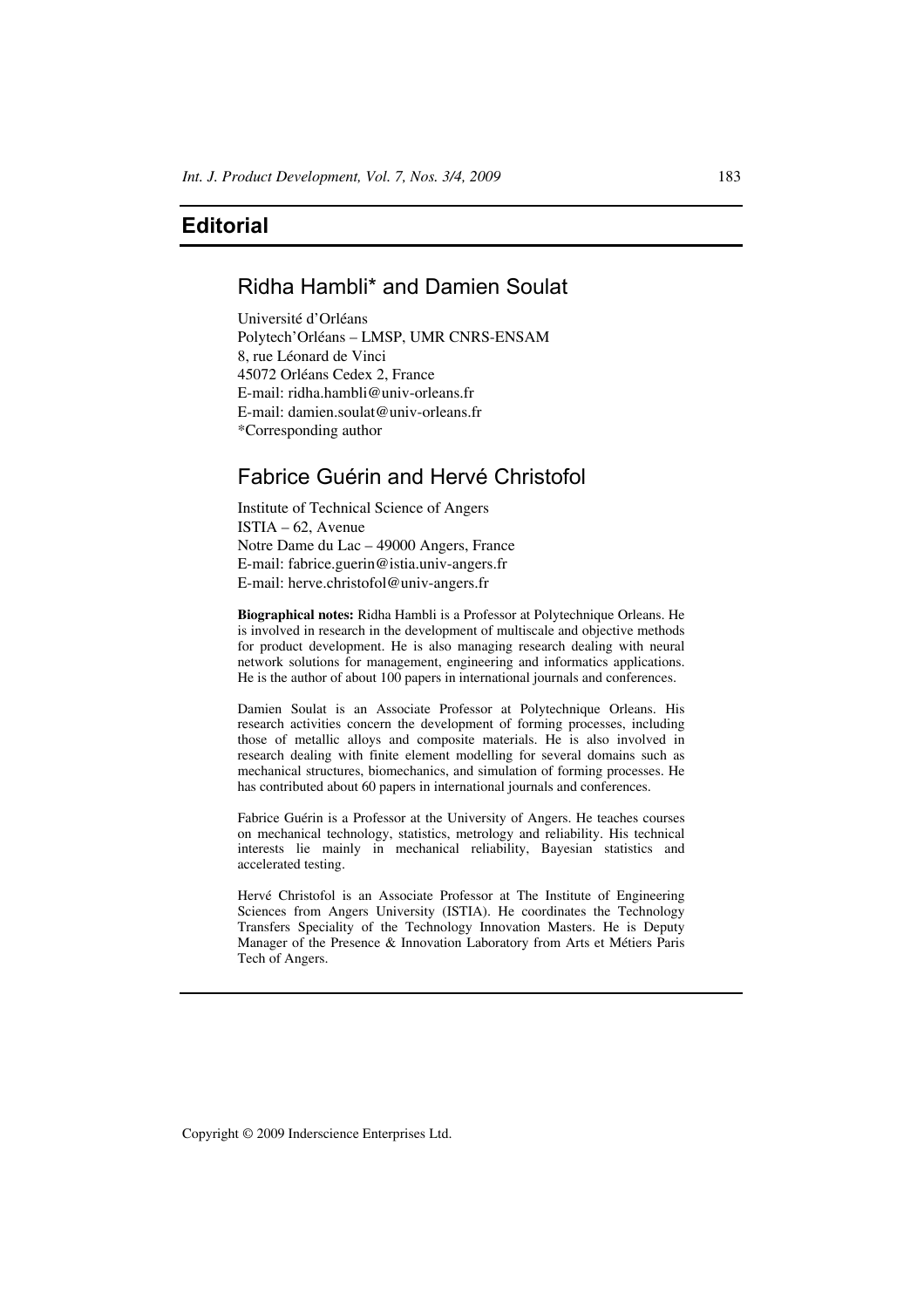# Editorial

## Ridha Hambli* and Damien Soulat

Université d'Orléans
Polytech'Orléans – LMSP, UMR CNRS-ENSAM
8, rue Léonard de Vinci
45072 Orléans Cedex 2, France
E-mail: ridha.hambli@univ-orleans.fr
E-mail: damien.soulat@univ-orleans.fr
*Corresponding author

## Fabrice Guérin and Hervé Christofol

Institute of Technical Science of Angers
ISTIA – 62, Avenue
Notre Dame du Lac – 49000 Angers, France
E-mail: fabrice.guerin@istia.univ-angers.fr
E-mail: herve.christofol@univ-angers.fr

**Biographical notes:** Ridha Hambli is a Professor at Polytechnique Orleans. He is involved in research in the development of multiscale and objective methods for product development. He is also managing research dealing with neural network solutions for management, engineering and informatics applications. He is the author of about 100 papers in international journals and conferences.

Damien Soulat is an Associate Professor at Polytechnique Orleans. His research activities concern the development of forming processes, including those of metallic alloys and composite materials. He is also involved in research dealing with finite element modelling for several domains such as mechanical structures, biomechanics, and simulation of forming processes. He has contributed about 60 papers in international journals and conferences.

Fabrice Guérin is a Professor at the University of Angers. He teaches courses on mechanical technology, statistics, metrology and reliability. His technical interests lie mainly in mechanical reliability, Bayesian statistics and accelerated testing.

Hervé Christofol is an Associate Professor at The Institute of Engineering Sciences from Angers University (ISTIA). He coordinates the Technology Transfers Speciality of the Technology Innovation Masters. He is Deputy Manager of the Presence & Innovation Laboratory from Arts et Métiers Paris Tech of Angers.

Copyright © 2009 Inderscience Enterprises Ltd.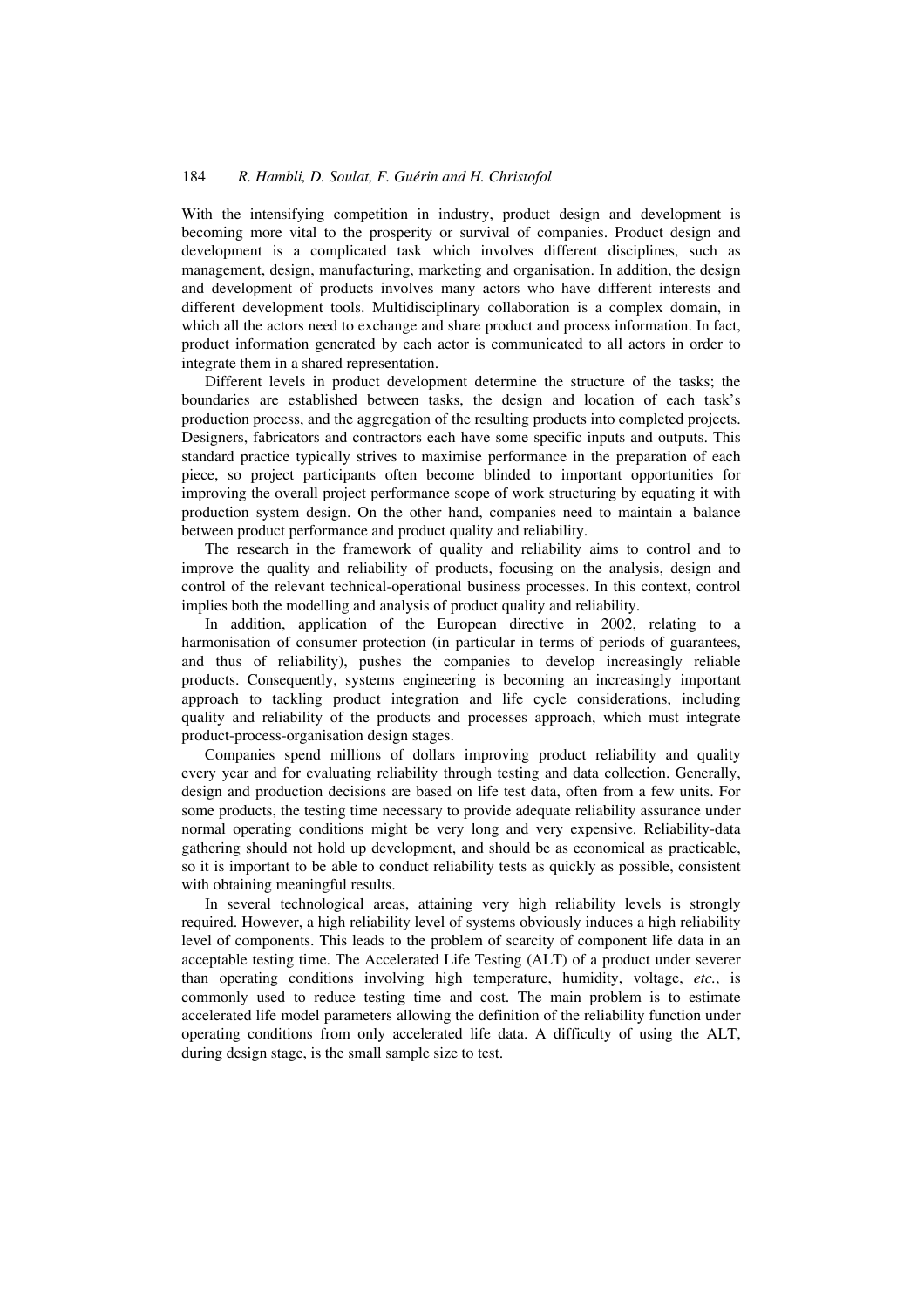With the intensifying competition in industry, product design and development is becoming more vital to the prosperity or survival of companies. Product design and development is a complicated task which involves different disciplines, such as management, design, manufacturing, marketing and organisation. In addition, the design and development of products involves many actors who have different interests and different development tools. Multidisciplinary collaboration is a complex domain, in which all the actors need to exchange and share product and process information. In fact, product information generated by each actor is communicated to all actors in order to integrate them in a shared representation.

Different levels in product development determine the structure of the tasks; the boundaries are established between tasks, the design and location of each task's production process, and the aggregation of the resulting products into completed projects. Designers, fabricators and contractors each have some specific inputs and outputs. This standard practice typically strives to maximise performance in the preparation of each piece, so project participants often become blinded to important opportunities for improving the overall project performance scope of work structuring by equating it with production system design. On the other hand, companies need to maintain a balance between product performance and product quality and reliability.

The research in the framework of quality and reliability aims to control and to improve the quality and reliability of products, focusing on the analysis, design and control of the relevant technical-operational business processes. In this context, control implies both the modelling and analysis of product quality and reliability.

In addition, application of the European directive in 2002, relating to a harmonisation of consumer protection (in particular in terms of periods of guarantees, and thus of reliability), pushes the companies to develop increasingly reliable products. Consequently, systems engineering is becoming an increasingly important approach to tackling product integration and life cycle considerations, including quality and reliability of the products and processes approach, which must integrate product-process-organisation design stages.

Companies spend millions of dollars improving product reliability and quality every year and for evaluating reliability through testing and data collection. Generally, design and production decisions are based on life test data, often from a few units. For some products, the testing time necessary to provide adequate reliability assurance under normal operating conditions might be very long and very expensive. Reliability-data gathering should not hold up development, and should be as economical as practicable, so it is important to be able to conduct reliability tests as quickly as possible, consistent with obtaining meaningful results.

In several technological areas, attaining very high reliability levels is strongly required. However, a high reliability level of systems obviously induces a high reliability level of components. This leads to the problem of scarcity of component life data in an acceptable testing time. The Accelerated Life Testing (ALT) of a product under severer than operating conditions involving high temperature, humidity, voltage, *etc.*, is commonly used to reduce testing time and cost. The main problem is to estimate accelerated life model parameters allowing the definition of the reliability function under operating conditions from only accelerated life data. A difficulty of using the ALT, during design stage, is the small sample size to test.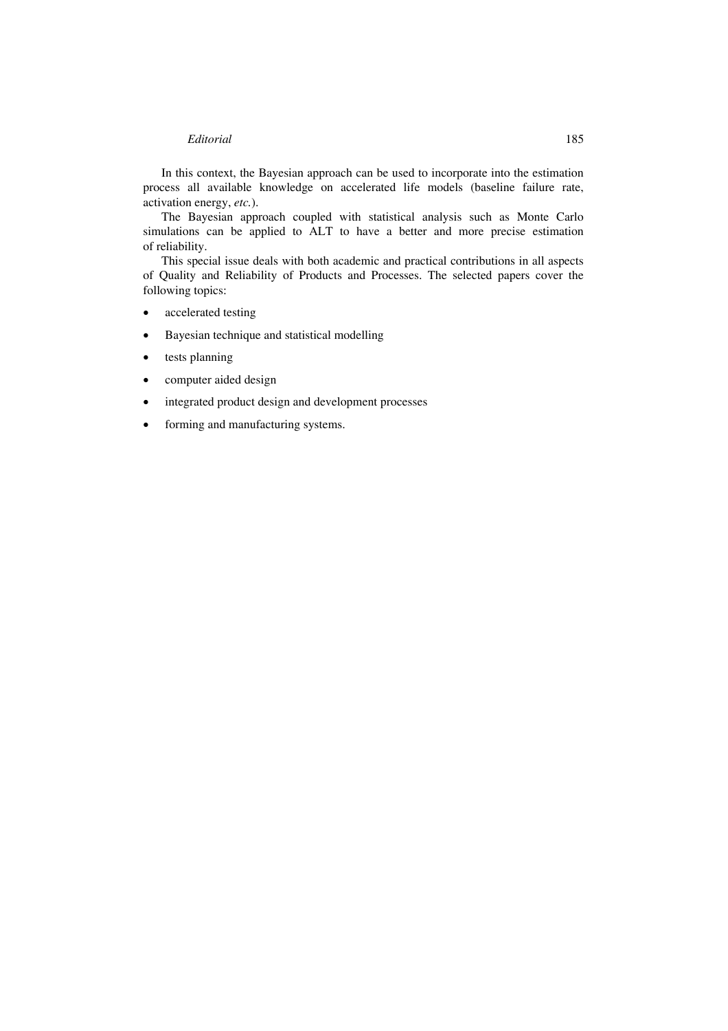In this context, the Bayesian approach can be used to incorporate into the estimation process all available knowledge on accelerated life models (baseline failure rate, activation energy, *etc.*).

The Bayesian approach coupled with statistical analysis such as Monte Carlo simulations can be applied to ALT to have a better and more precise estimation of reliability.

This special issue deals with both academic and practical contributions in all aspects of Quality and Reliability of Products and Processes. The selected papers cover the following topics:

- accelerated testing
- Bayesian technique and statistical modelling
- tests planning
- computer aided design
- integrated product design and development processes
- forming and manufacturing systems.